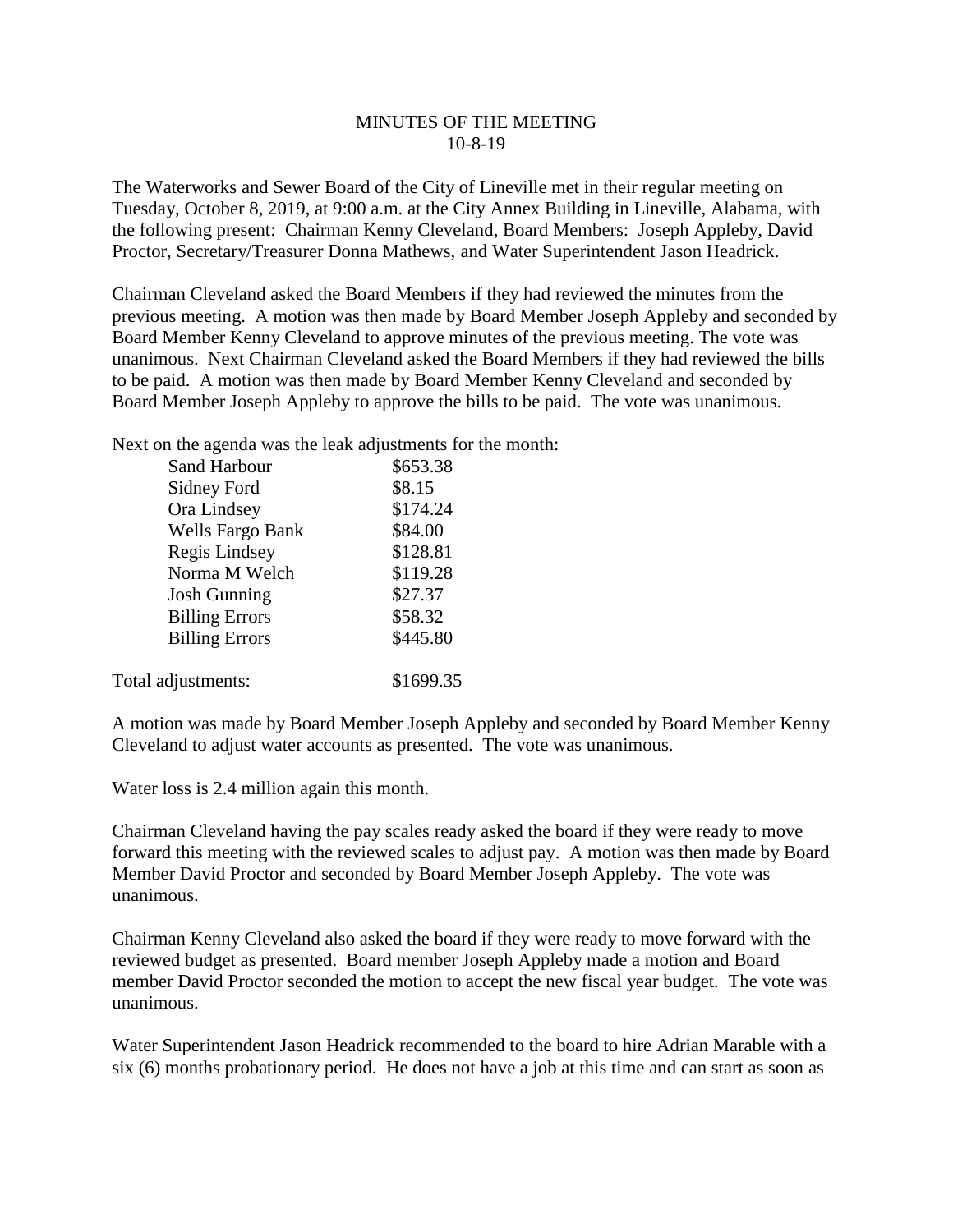# MINUTES OF THE MEETING
## 10-8-19

The Waterworks and Sewer Board of the City of Lineville met in their regular meeting on Tuesday, October 8, 2019, at 9:00 a.m. at the City Annex Building in Lineville, Alabama, with the following present: Chairman Kenny Cleveland, Board Members: Joseph Appleby, David Proctor, Secretary/Treasurer Donna Mathews, and Water Superintendent Jason Headrick.

Chairman Cleveland asked the Board Members if they had reviewed the minutes from the previous meeting. A motion was then made by Board Member Joseph Appleby and seconded by Board Member Kenny Cleveland to approve minutes of the previous meeting. The vote was unanimous. Next Chairman Cleveland asked the Board Members if they had reviewed the bills to be paid. A motion was then made by Board Member Kenny Cleveland and seconded by Board Member Joseph Appleby to approve the bills to be paid. The vote was unanimous.

Next on the agenda was the leak adjustments for the month:

| | |
|---|---|
| Sand Harbour | $653.38 |
| Sidney Ford | $8.15 |
| Ora Lindsey | $174.24 |
| Wells Fargo Bank | $84.00 |
| Regis Lindsey | $128.81 |
| Norma M Welch | $119.28 |
| Josh Gunning | $27.37 |
| Billing Errors | $58.32 |
| Billing Errors | $445.80 |
| | |
| Total adjustments: | $1699.35 |

A motion was made by Board Member Joseph Appleby and seconded by Board Member Kenny Cleveland to adjust water accounts as presented. The vote was unanimous.

Water loss is 2.4 million again this month.

Chairman Cleveland having the pay scales ready asked the board if they were ready to move forward this meeting with the reviewed scales to adjust pay. A motion was then made by Board Member David Proctor and seconded by Board Member Joseph Appleby. The vote was unanimous.

Chairman Kenny Cleveland also asked the board if they were ready to move forward with the reviewed budget as presented. Board member Joseph Appleby made a motion and Board member David Proctor seconded the motion to accept the new fiscal year budget. The vote was unanimous.

Water Superintendent Jason Headrick recommended to the board to hire Adrian Marable with a six (6) months probationary period. He does not have a job at this time and can start as soon as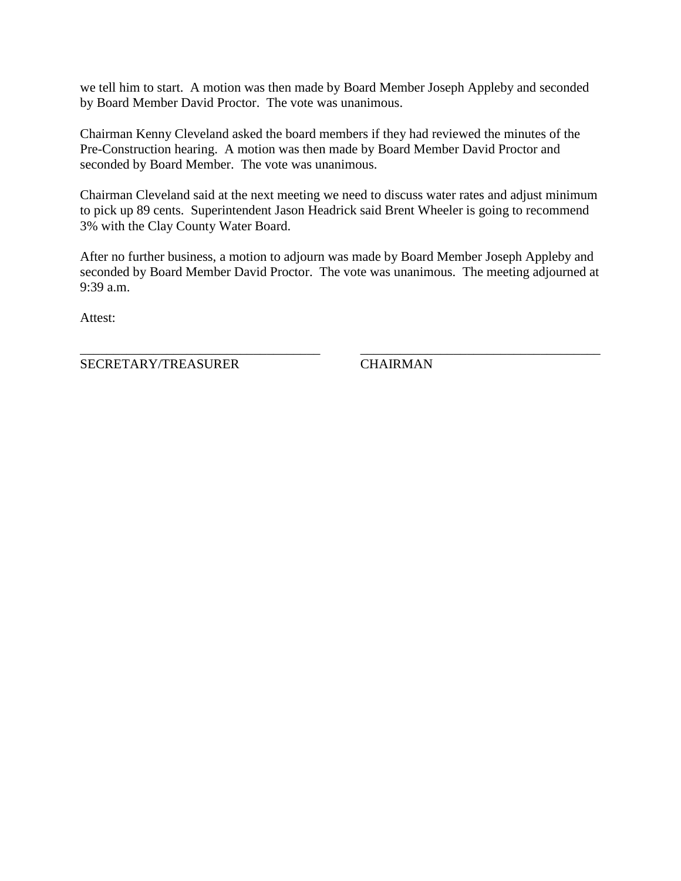we tell him to start. A motion was then made by Board Member Joseph Appleby and seconded by Board Member David Proctor. The vote was unanimous.

Chairman Kenny Cleveland asked the board members if they had reviewed the minutes of the Pre-Construction hearing. A motion was then made by Board Member David Proctor and seconded by Board Member. The vote was unanimous.

Chairman Cleveland said at the next meeting we need to discuss water rates and adjust minimum to pick up 89 cents. Superintendent Jason Headrick said Brent Wheeler is going to recommend 3% with the Clay County Water Board.

After no further business, a motion to adjourn was made by Board Member Joseph Appleby and seconded by Board Member David Proctor. The vote was unanimous. The meeting adjourned at 9:39 a.m.

Attest:

_____________________________________ &nbsp;&nbsp;&nbsp;&nbsp; _____________________________________

SECRETARY/TREASURER &nbsp;&nbsp;&nbsp;&nbsp; CHAIRMAN